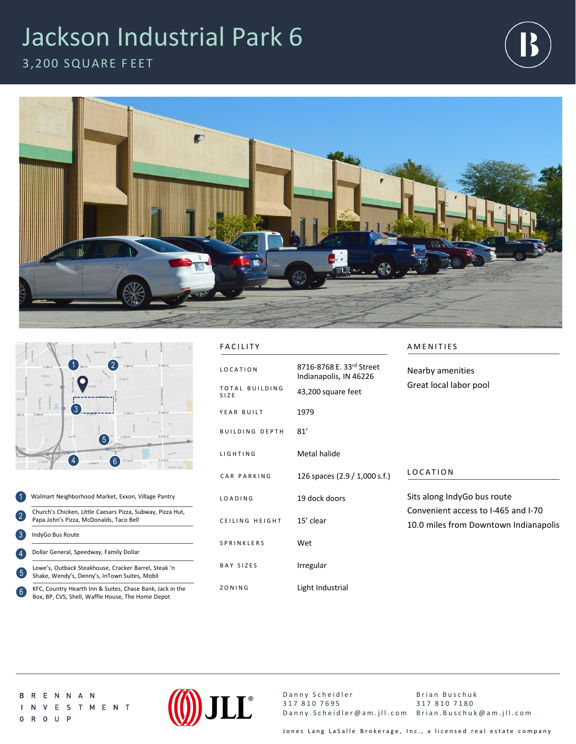# Jackson Industrial Park 6

3,200 SQUARE FEET

| | |
|---|---|
| 1 | Walmart Neighborhood Market, Exxon, Village Pantry |
| 2 | Church's Chicken, Little Caesars Pizza, Subway, Pizza Hut, Papa John's Pizza, McDonalds, Taco Bell |
| 3 | IndyGo Bus Route |
| 4 | Dollar General, Speedway, Family Dollar |
| 5 | Lowe's, Outback Steakhouse, Cracker Barrel, Steak 'n Shake, Wendy's, Denny's, InTown Suites, Mobil |
| 6 | KFC, Country Hearth Inn & Suites, Chase Bank, Jack in the Box, BP, CVS, Shell, Waffle House, The Home Depot |

## FACILITY

| | |
|---|---|
| LOCATION | 8716-8768 E. 33rd Street Indianapolis, IN 46226 |
| TOTAL BUILDING SIZE | 43,200 square feet |
| YEAR BUILT | 1979 |
| BUILDING DEPTH | 81' |
| LIGHTING | Metal halide |
| CAR PARKING | 126 spaces (2.9 / 1,000 s.f.) |
| LOADING | 19 dock doors |
| CEILING HEIGHT | 15' clear |
| SPRINKLERS | Wet |
| BAY SIZES | Irregular |
| ZONING | Light Industrial |

## AMENITIES

Nearby amenities

Great local labor pool

## LOCATION

Sits along IndyGo bus route

Convenient access to I-465 and I-70

10.0 miles from Downtown Indianapolis

BRENNAN INVESTMENT GROUP

JLL

Danny Scheidler
317 810 7695
Danny.Scheidler@am.jll.com

Brian Buschuk
317 810 7180
Brian.Buschuk@am.jll.com

Jones Lang LaSalle Brokerage, Inc., a licensed real estate company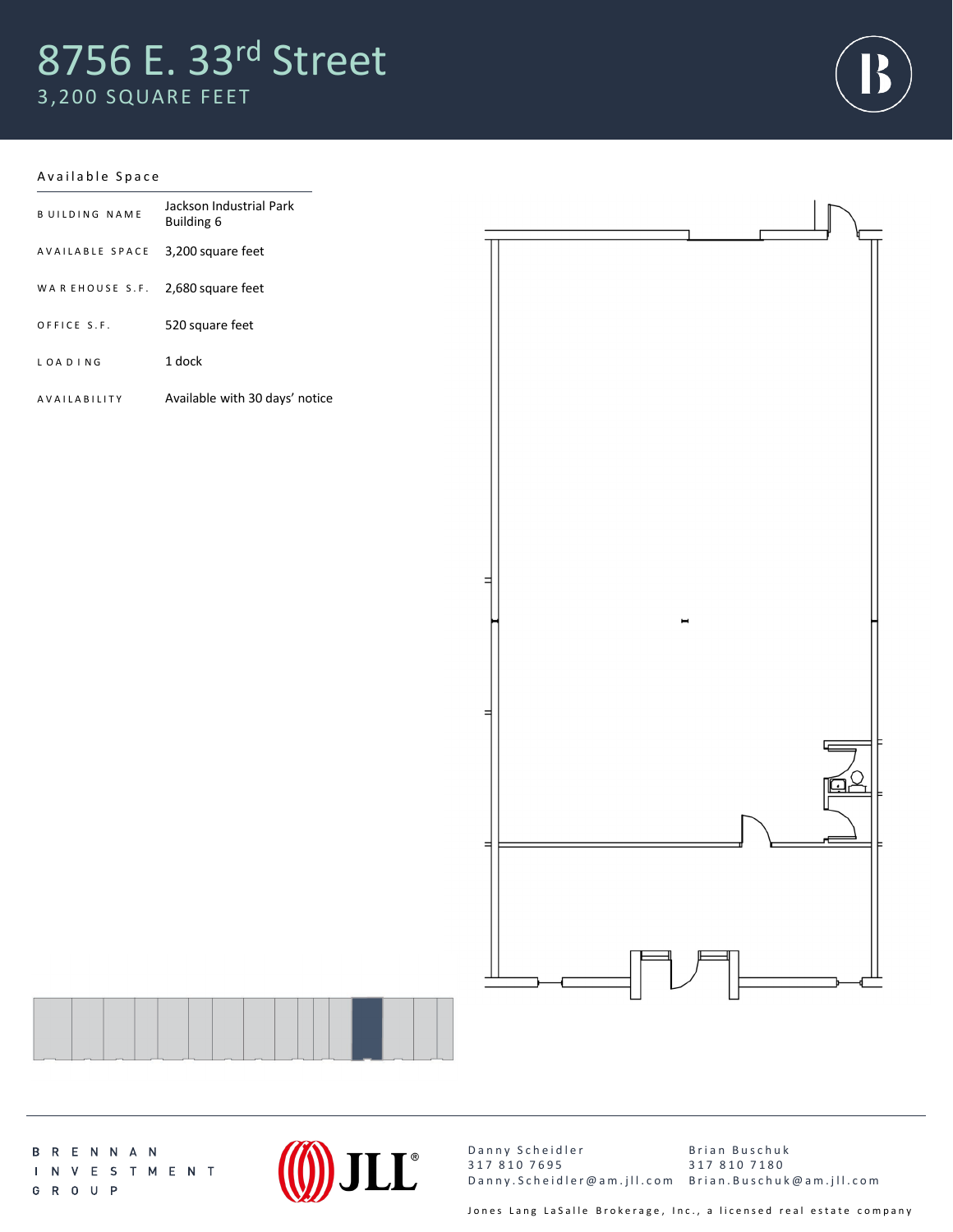# 8756 E. 33rd Street

## 3,200 SQUARE FEET

### Available Space

| | |
|---|---|
| BUILDING NAME | Jackson Industrial Park Building 6 |
| AVAILABLE SPACE | 3,200 square feet |
| WAREHOUSE S.F. | 2,680 square feet |
| OFFICE S.F. | 520 square feet |
| LOADING | 1 dock |
| AVAILABILITY | Available with 30 days' notice |

BRENNAN INVESTMENT GROUP

JLL®

Danny Scheidler
317 810 7695
Danny.Scheidler@am.jll.com

Brian Buschuk
317 810 7180
Brian.Buschuk@am.jll.com

Jones Lang LaSalle Brokerage, Inc., a licensed real estate company